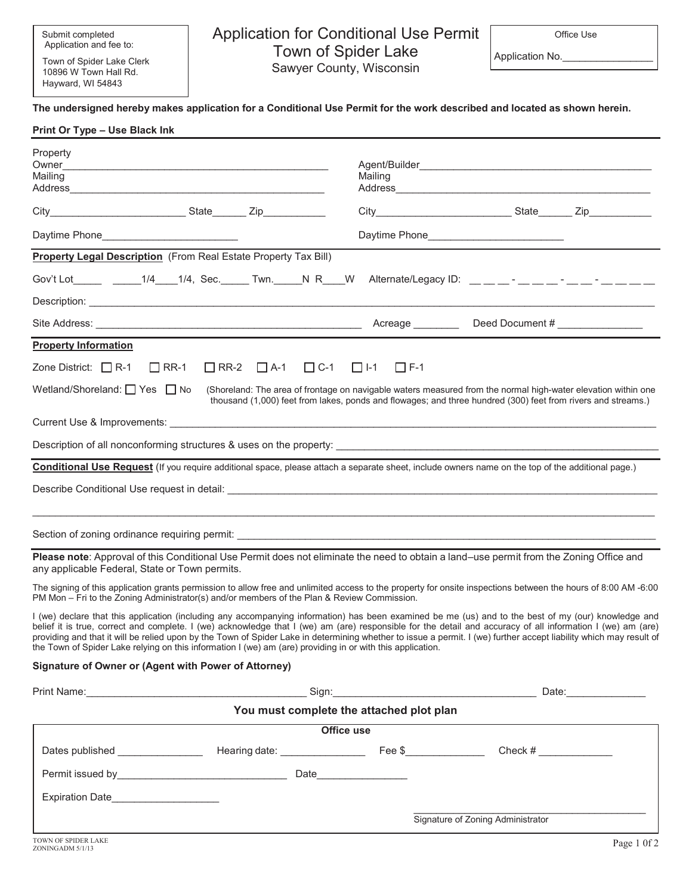Submit completed Application and fee to:

Town of Spider Lake Clerk
10896 W Town Hall Rd.
Hayward, WI 54843

# Application for Conditional Use Permit
## Town of Spider Lake
### Sawyer County, Wisconsin

Office Use

Application No.________________

**The undersigned hereby makes application for a Conditional Use Permit for the work described and located as shown herein.**

**Print Or Type – Use Black Ink**

Property Owner_______________________________________________ Agent/Builder_________________________________________

Mailing Address______________________________________________ Mailing Address_______________________________________________

City________________________ State______ Zip___________ City________________________ State______ Zip___________

Daytime Phone________________________ Daytime Phone________________________

**Property Legal Description** (From Real Estate Property Tax Bill)

Gov't Lot_____ _____1/4____1/4, Sec._____ Twn._____N R____W Alternate/Legacy ID: __ __ __ - __ __ __ - __ __ - __ __ __ __

Description: ______________________________________________________________________________________________

Site Address: ________________________________________________ Acreage ________ Deed Document # _______________

**Property Information**

Zone District: ☐ R-1 ☐ RR-1 ☐ RR-2 ☐ A-1 ☐ C-1 ☐ I-1 ☐ F-1

Wetland/Shoreland: ☐ Yes ☐ No (Shoreland: The area of frontage on navigable waters measured from the normal high-water elevation within one thousand (1,000) feet from lakes, ponds and flowages; and three hundred (300) feet from rivers and streams.)

Current Use & Improvements: ____________________________________________________________________________________

Description of all nonconforming structures & uses on the property: _____________________________________________________

**Conditional Use Request** (If you require additional space, please attach a separate sheet, include owners name on the top of the additional page.)

Describe Conditional Use request in detail: ____________________________________________________________________

________________________________________________________________________________________________________

Section of zoning ordinance requiring permit: __________________________________________________________________

**Please note**: Approval of this Conditional Use Permit does not eliminate the need to obtain a land–use permit from the Zoning Office and any applicable Federal, State or Town permits.

The signing of this application grants permission to allow free and unlimited access to the property for onsite inspections between the hours of 8:00 AM -6:00 PM Mon – Fri to the Zoning Administrator(s) and/or members of the Plan & Review Commission.

I (we) declare that this application (including any accompanying information) has been examined be me (us) and to the best of my (our) knowledge and belief it is true, correct and complete. I (we) acknowledge that I (we) am (are) responsible for the detail and accuracy of all information I (we) am (are) providing and that it will be relied upon by the Town of Spider Lake in determining whether to issue a permit. I (we) further accept liability which may result of the Town of Spider Lake relying on this information I (we) am (are) providing in or with this application.

**Signature of Owner or (Agent with Power of Attorney)**

Print Name:______________________________________ Sign:___________________________________ Date:_____________

**You must complete the attached plot plan**

**Office use**

Dates published _______________ Hearing date: _______________ Fee $______________ Check # _____________

Permit issued by_____________________________ Date_______________

Expiration Date__________________

____________________________________________
Signature of Zoning Administrator

TOWN OF SPIDER LAKE
ZONINGADM 5/1/13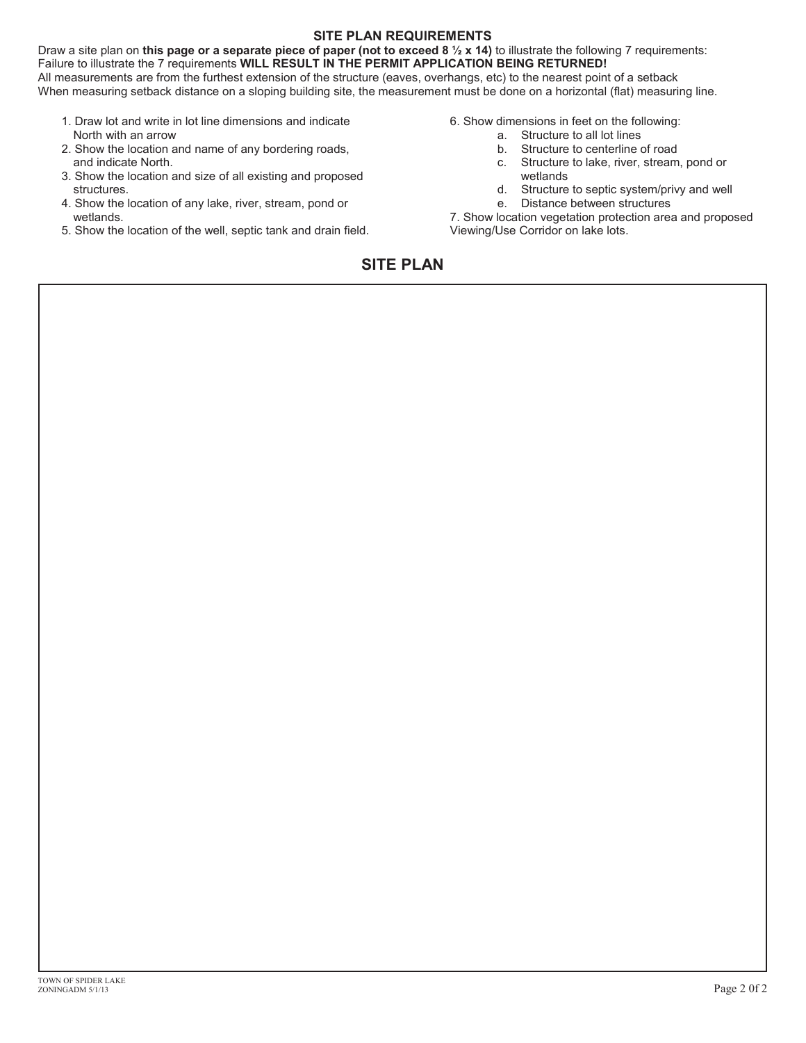## SITE PLAN REQUIREMENTS

Draw a site plan on **this page or a separate piece of paper (not to exceed 8 ½ x 14)** to illustrate the following 7 requirements:
Failure to illustrate the 7 requirements **WILL RESULT IN THE PERMIT APPLICATION BEING RETURNED!**
All measurements are from the furthest extension of the structure (eaves, overhangs, etc) to the nearest point of a setback
When measuring setback distance on a sloping building site, the measurement must be done on a horizontal (flat) measuring line.

1. Draw lot and write in lot line dimensions and indicate North with an arrow
2. Show the location and name of any bordering roads, and indicate North.
3. Show the location and size of all existing and proposed structures.
4. Show the location of any lake, river, stream, pond or wetlands.
5. Show the location of the well, septic tank and drain field.
6. Show dimensions in feet on the following:
   a. Structure to all lot lines
   b. Structure to centerline of road
   c. Structure to lake, river, stream, pond or wetlands
   d. Structure to septic system/privy and well
   e. Distance between structures
7. Show location vegetation protection area and proposed Viewing/Use Corridor on lake lots.

## SITE PLAN

TOWN OF SPIDER LAKE
ZONINGADM 5/1/13